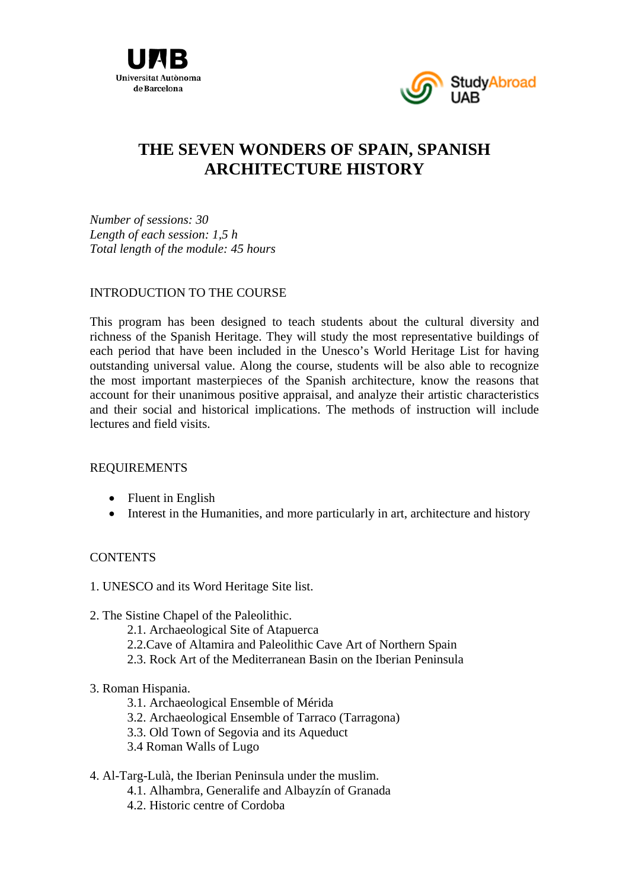Universitat Autònoma de Barcelona

StudyAbroad UAB

# THE SEVEN WONDERS OF SPAIN, SPANISH ARCHITECTURE HISTORY

*Number of sessions: 30*
*Length of each session: 1,5 h*
*Total length of the module: 45 hours*

## INTRODUCTION TO THE COURSE

This program has been designed to teach students about the cultural diversity and richness of the Spanish Heritage. They will study the most representative buildings of each period that have been included in the Unesco's World Heritage List for having outstanding universal value. Along the course, students will be also able to recognize the most important masterpieces of the Spanish architecture, know the reasons that account for their unanimous positive appraisal, and analyze their artistic characteristics and their social and historical implications. The methods of instruction will include lectures and field visits.

## REQUIREMENTS

- Fluent in English
- Interest in the Humanities, and more particularly in art, architecture and history

## CONTENTS

1. UNESCO and its Word Heritage Site list.

2. The Sistine Chapel of the Paleolithic.
   - 2.1. Archaeological Site of Atapuerca
   - 2.2.Cave of Altamira and Paleolithic Cave Art of Northern Spain
   - 2.3. Rock Art of the Mediterranean Basin on the Iberian Peninsula

3. Roman Hispania.
   - 3.1. Archaeological Ensemble of Mérida
   - 3.2. Archaeological Ensemble of Tarraco (Tarragona)
   - 3.3. Old Town of Segovia and its Aqueduct
   - 3.4 Roman Walls of Lugo

4. Al-Targ-Lulà, the Iberian Peninsula under the muslim.
   - 4.1. Alhambra, Generalife and Albayzín of Granada
   - 4.2. Historic centre of Cordoba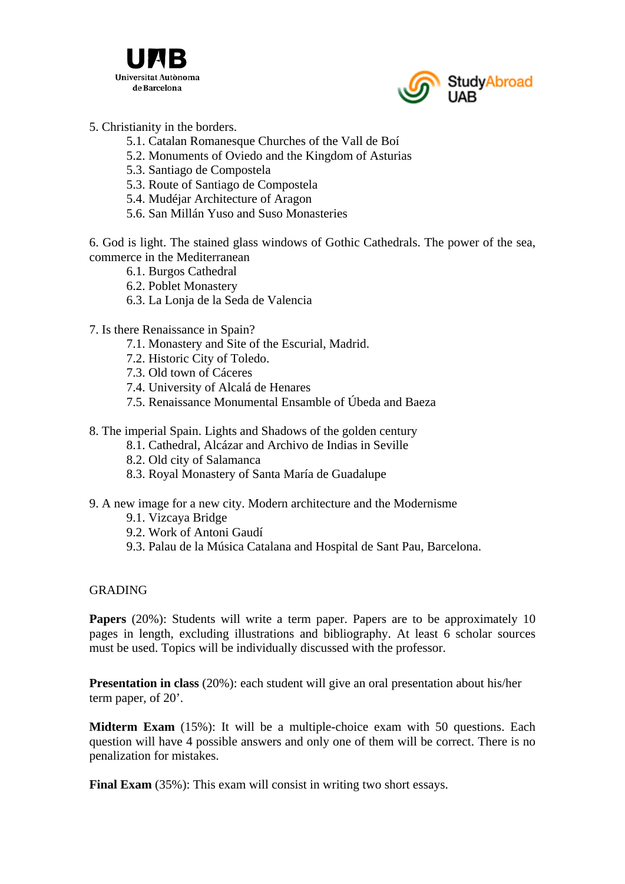5. Christianity in the borders.
    - 5.1. Catalan Romanesque Churches of the Vall de Boí
    - 5.2. Monuments of Oviedo and the Kingdom of Asturias
    - 5.3. Santiago de Compostela
    - 5.3. Route of Santiago de Compostela
    - 5.4. Mudéjar Architecture of Aragon
    - 5.6. San Millán Yuso and Suso Monasteries

6. God is light. The stained glass windows of Gothic Cathedrals. The power of the sea, commerce in the Mediterranean
    - 6.1. Burgos Cathedral
    - 6.2. Poblet Monastery
    - 6.3. La Lonja de la Seda de Valencia

7. Is there Renaissance in Spain?
    - 7.1. Monastery and Site of the Escurial, Madrid.
    - 7.2. Historic City of Toledo.
    - 7.3. Old town of Cáceres
    - 7.4. University of Alcalá de Henares
    - 7.5. Renaissance Monumental Ensamble of Úbeda and Baeza

8. The imperial Spain. Lights and Shadows of the golden century
    - 8.1. Cathedral, Alcázar and Archivo de Indias in Seville
    - 8.2. Old city of Salamanca
    - 8.3. Royal Monastery of Santa María de Guadalupe

9. A new image for a new city. Modern architecture and the Modernisme
    - 9.1. Vizcaya Bridge
    - 9.2. Work of Antoni Gaudí
    - 9.3. Palau de la Música Catalana and Hospital de Sant Pau, Barcelona.

## GRADING

**Papers** (20%): Students will write a term paper. Papers are to be approximately 10 pages in length, excluding illustrations and bibliography. At least 6 scholar sources must be used. Topics will be individually discussed with the professor.

**Presentation in class** (20%): each student will give an oral presentation about his/her term paper, of 20'.

**Midterm Exam** (15%): It will be a multiple-choice exam with 50 questions. Each question will have 4 possible answers and only one of them will be correct. There is no penalization for mistakes.

**Final Exam** (35%): This exam will consist in writing two short essays.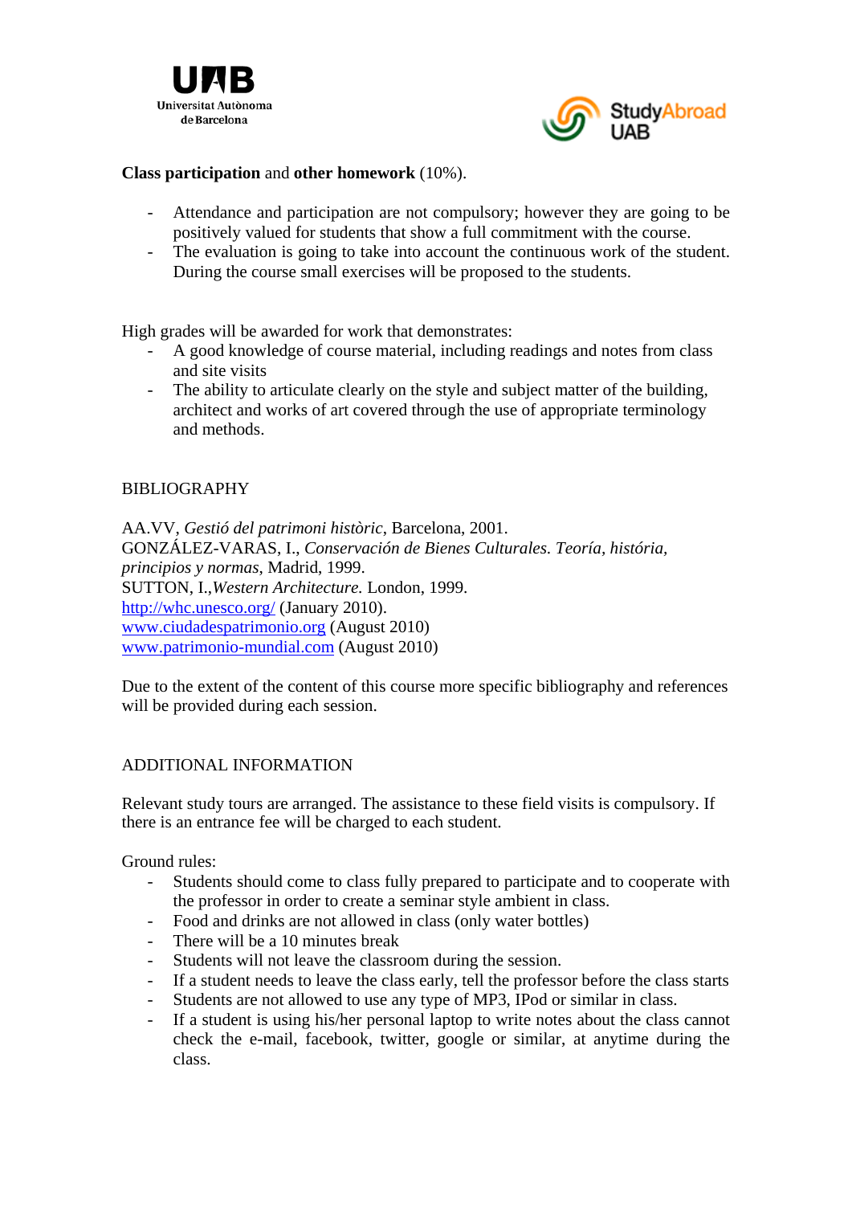**Class participation** and **other homework** (10%).

- Attendance and participation are not compulsory; however they are going to be positively valued for students that show a full commitment with the course.
- The evaluation is going to take into account the continuous work of the student. During the course small exercises will be proposed to the students.

High grades will be awarded for work that demonstrates:

- A good knowledge of course material, including readings and notes from class and site visits
- The ability to articulate clearly on the style and subject matter of the building, architect and works of art covered through the use of appropriate terminology and methods.

BIBLIOGRAPHY

AA.VV, *Gestió del patrimoni històric*, Barcelona, 2001.
GONZÁLEZ-VARAS, I., *Conservación de Bienes Culturales. Teoría, história, principios y normas*, Madrid, 1999.
SUTTON, I.,*Western Architecture.* London, 1999.
http://whc.unesco.org/ (January 2010).
www.ciudadespatrimonio.org (August 2010)
www.patrimonio-mundial.com (August 2010)

Due to the extent of the content of this course more specific bibliography and references will be provided during each session.

ADDITIONAL INFORMATION

Relevant study tours are arranged. The assistance to these field visits is compulsory. If there is an entrance fee will be charged to each student.

Ground rules:

- Students should come to class fully prepared to participate and to cooperate with the professor in order to create a seminar style ambient in class.
- Food and drinks are not allowed in class (only water bottles)
- There will be a 10 minutes break
- Students will not leave the classroom during the session.
- If a student needs to leave the class early, tell the professor before the class starts
- Students are not allowed to use any type of MP3, IPod or similar in class.
- If a student is using his/her personal laptop to write notes about the class cannot check the e-mail, facebook, twitter, google or similar, at anytime during the class.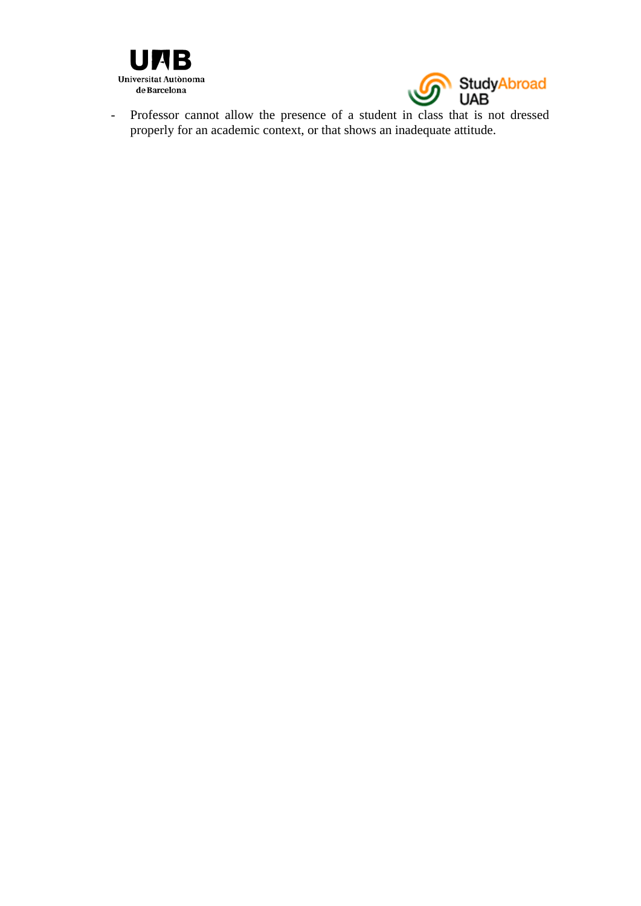- Professor cannot allow the presence of a student in class that is not dressed properly for an academic context, or that shows an inadequate attitude.